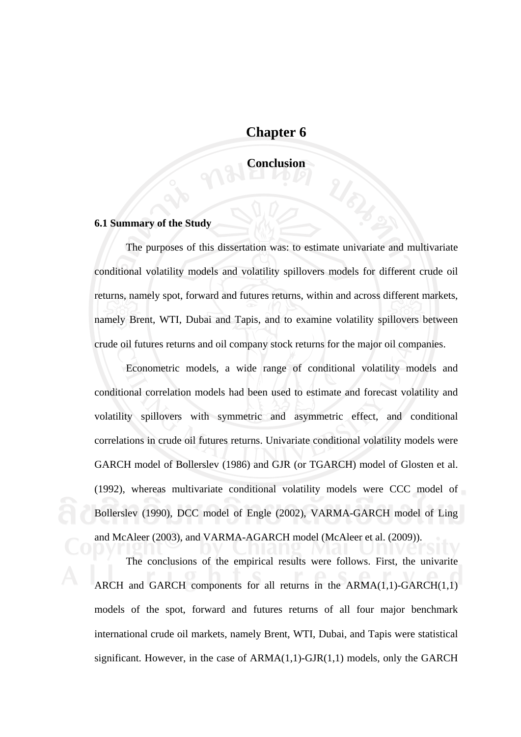# Chapter 6

## Conclusion

### 6.1 Summary of the Study

The purposes of this dissertation was: to estimate univariate and multivariate conditional volatility models and volatility spillovers models for different crude oil returns, namely spot, forward and futures returns, within and across different markets, namely Brent, WTI, Dubai and Tapis, and to examine volatility spillovers between crude oil futures returns and oil company stock returns for the major oil companies.

Econometric models, a wide range of conditional volatility models and conditional correlation models had been used to estimate and forecast volatility and volatility spillovers with symmetric and asymmetric effect, and conditional correlations in crude oil futures returns. Univariate conditional volatility models were GARCH model of Bollerslev (1986) and GJR (or TGARCH) model of Glosten et al. (1992), whereas multivariate conditional volatility models were CCC model of Bollerslev (1990), DCC model of Engle (2002), VARMA-GARCH model of Ling and McAleer (2003), and VARMA-AGARCH model (McAleer et al. (2009)).

The conclusions of the empirical results were follows. First, the univarite ARCH and GARCH components for all returns in the ARMA(1,1)-GARCH(1,1) models of the spot, forward and futures returns of all four major benchmark international crude oil markets, namely Brent, WTI, Dubai, and Tapis were statistical significant. However, in the case of ARMA(1,1)-GJR(1,1) models, only the GARCH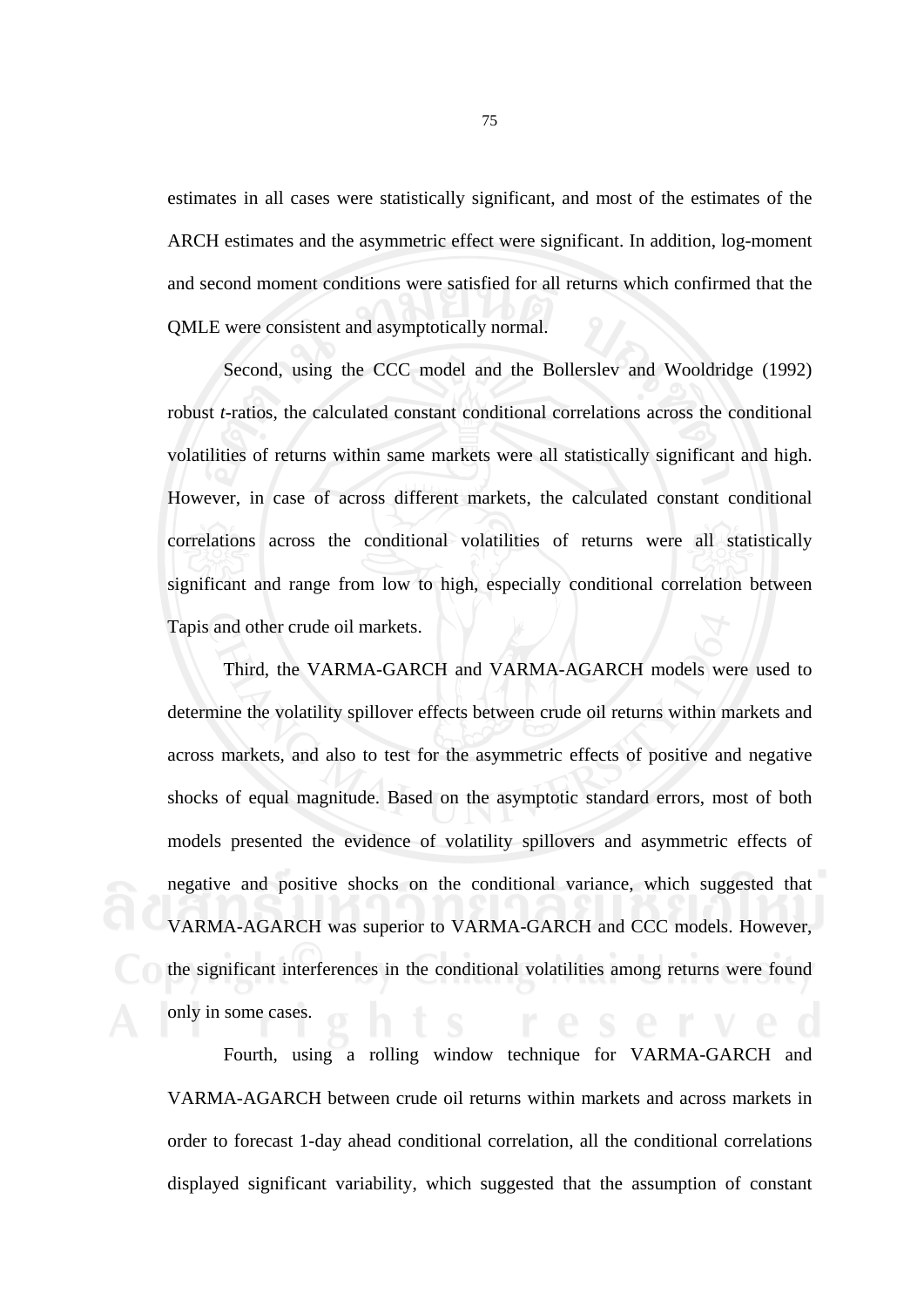estimates in all cases were statistically significant, and most of the estimates of the ARCH estimates and the asymmetric effect were significant. In addition, log-moment and second moment conditions were satisfied for all returns which confirmed that the QMLE were consistent and asymptotically normal.

Second, using the CCC model and the Bollerslev and Wooldridge (1992) robust *t*-ratios, the calculated constant conditional correlations across the conditional volatilities of returns within same markets were all statistically significant and high. However, in case of across different markets, the calculated constant conditional correlations across the conditional volatilities of returns were all statistically significant and range from low to high, especially conditional correlation between Tapis and other crude oil markets.

Third, the VARMA-GARCH and VARMA-AGARCH models were used to determine the volatility spillover effects between crude oil returns within markets and across markets, and also to test for the asymmetric effects of positive and negative shocks of equal magnitude. Based on the asymptotic standard errors, most of both models presented the evidence of volatility spillovers and asymmetric effects of negative and positive shocks on the conditional variance, which suggested that VARMA-AGARCH was superior to VARMA-GARCH and CCC models. However, the significant interferences in the conditional volatilities among returns were found only in some cases.

Fourth, using a rolling window technique for VARMA-GARCH and VARMA-AGARCH between crude oil returns within markets and across markets in order to forecast 1-day ahead conditional correlation, all the conditional correlations displayed significant variability, which suggested that the assumption of constant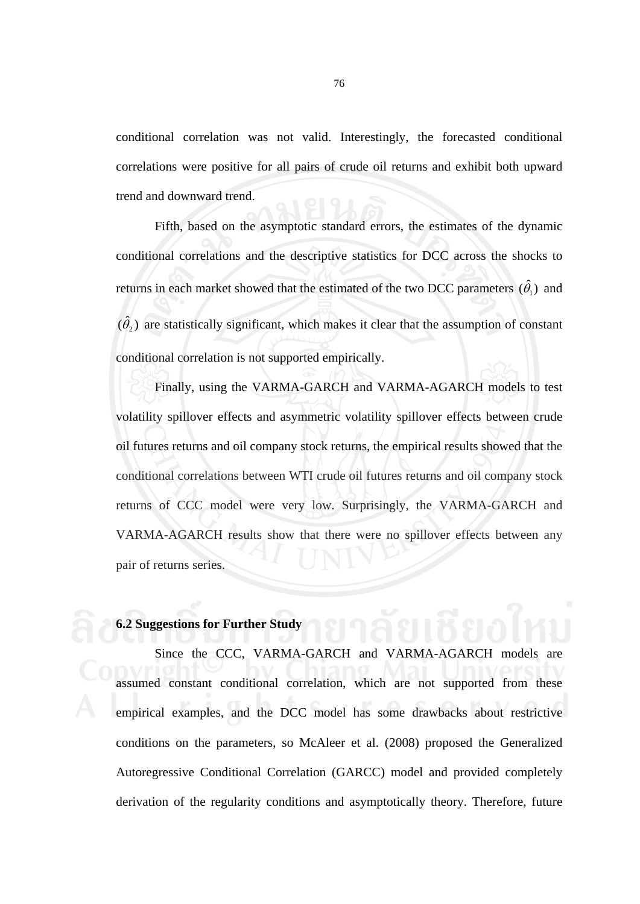conditional correlation was not valid. Interestingly, the forecasted conditional correlations were positive for all pairs of crude oil returns and exhibit both upward trend and downward trend.

Fifth, based on the asymptotic standard errors, the estimates of the dynamic conditional correlations and the descriptive statistics for DCC across the shocks to returns in each market showed that the estimated of the two DCC parameters $(\hat{\theta}_1)$ and $(\hat{\theta}_2)$ are statistically significant, which makes it clear that the assumption of constant conditional correlation is not supported empirically.

Finally, using the VARMA-GARCH and VARMA-AGARCH models to test volatility spillover effects and asymmetric volatility spillover effects between crude oil futures returns and oil company stock returns, the empirical results showed that the conditional correlations between WTI crude oil futures returns and oil company stock returns of CCC model were very low. Surprisingly, the VARMA-GARCH and VARMA-AGARCH results show that there were no spillover effects between any pair of returns series.

## 6.2 Suggestions for Further Study

Since the CCC, VARMA-GARCH and VARMA-AGARCH models are assumed constant conditional correlation, which are not supported from these empirical examples, and the DCC model has some drawbacks about restrictive conditions on the parameters, so McAleer et al. (2008) proposed the Generalized Autoregressive Conditional Correlation (GARCC) model and provided completely derivation of the regularity conditions and asymptotically theory. Therefore, future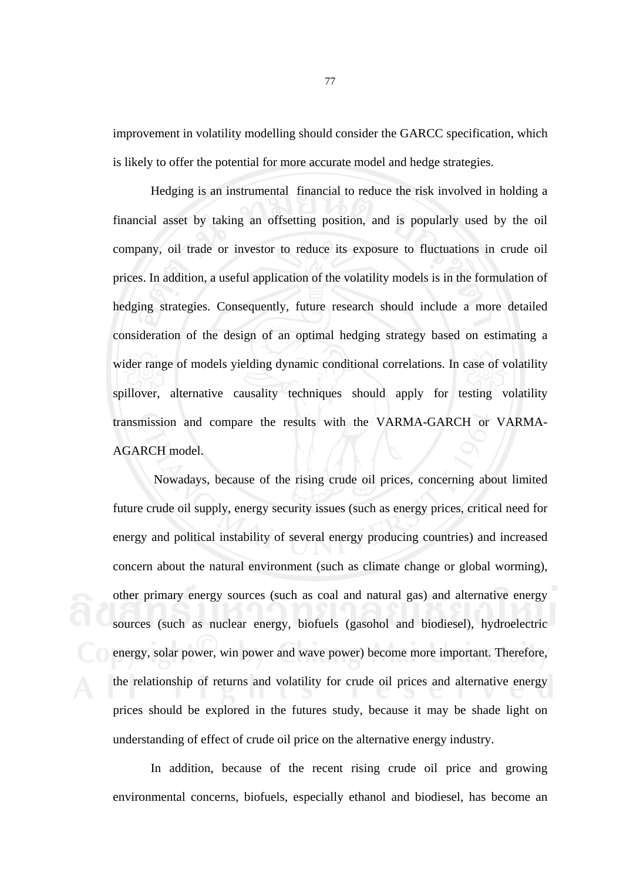improvement in volatility modelling should consider the GARCC specification, which is likely to offer the potential for more accurate model and hedge strategies.

Hedging is an instrumental financial to reduce the risk involved in holding a financial asset by taking an offsetting position, and is popularly used by the oil company, oil trade or investor to reduce its exposure to fluctuations in crude oil prices. In addition, a useful application of the volatility models is in the formulation of hedging strategies. Consequently, future research should include a more detailed consideration of the design of an optimal hedging strategy based on estimating a wider range of models yielding dynamic conditional correlations. In case of volatility spillover, alternative causality techniques should apply for testing volatility transmission and compare the results with the VARMA-GARCH or VARMA-AGARCH model.

Nowadays, because of the rising crude oil prices, concerning about limited future crude oil supply, energy security issues (such as energy prices, critical need for energy and political instability of several energy producing countries) and increased concern about the natural environment (such as climate change or global worming), other primary energy sources (such as coal and natural gas) and alternative energy sources (such as nuclear energy, biofuels (gasohol and biodiesel), hydroelectric energy, solar power, win power and wave power) become more important. Therefore, the relationship of returns and volatility for crude oil prices and alternative energy prices should be explored in the futures study, because it may be shade light on understanding of effect of crude oil price on the alternative energy industry.

In addition, because of the recent rising crude oil price and growing environmental concerns, biofuels, especially ethanol and biodiesel, has become an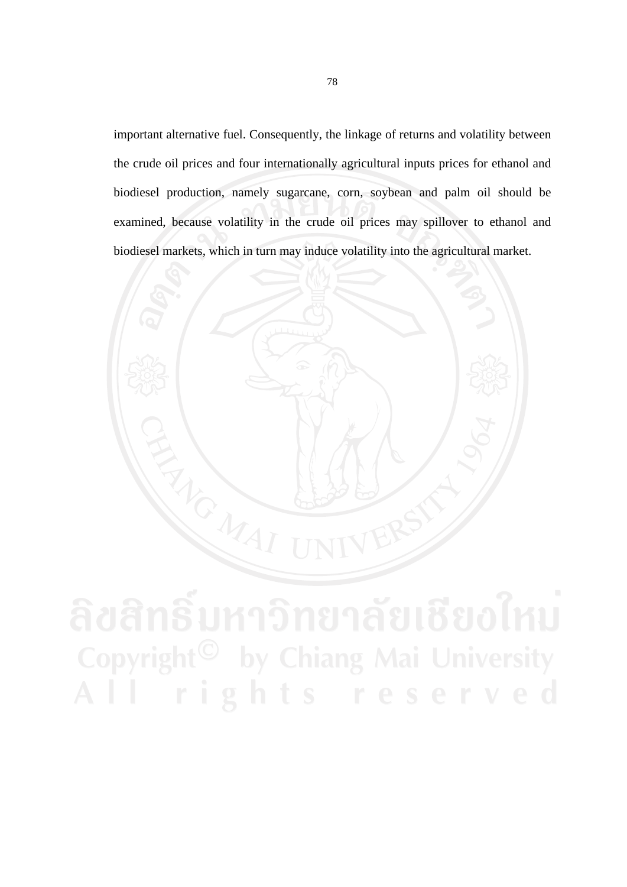important alternative fuel. Consequently, the linkage of returns and volatility between the crude oil prices and four internationally agricultural inputs prices for ethanol and biodiesel production, namely sugarcane, corn, soybean and palm oil should be examined, because volatility in the crude oil prices may spillover to ethanol and biodiesel markets, which in turn may induce volatility into the agricultural market.